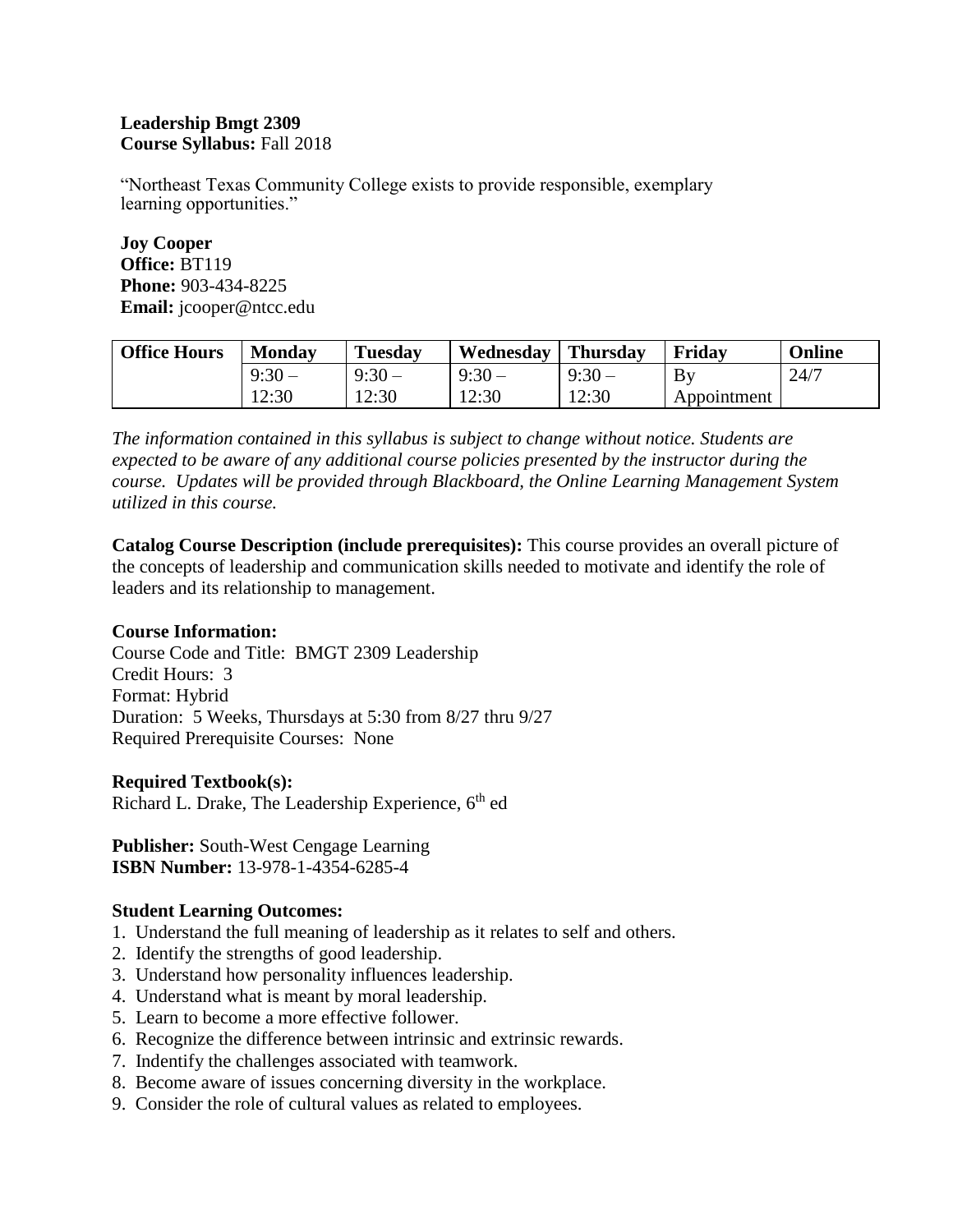**Leadership Bmgt 2309**
**Course Syllabus:** Fall 2018

"Northeast Texas Community College exists to provide responsible, exemplary learning opportunities."

**Joy Cooper**
**Office:** BT119
**Phone:** 903-434-8225
**Email:** jcooper@ntcc.edu

| Office Hours | Monday | Tuesday | Wednesday | Thursday | Friday | Online |
|---|---|---|---|---|---|---|
| | 9:30 – 12:30 | 9:30 – 12:30 | 9:30 – 12:30 | 9:30 – 12:30 | By Appointment | 24/7 |

*The information contained in this syllabus is subject to change without notice. Students are expected to be aware of any additional course policies presented by the instructor during the course. Updates will be provided through Blackboard, the Online Learning Management System utilized in this course.*

**Catalog Course Description (include prerequisites):** This course provides an overall picture of the concepts of leadership and communication skills needed to motivate and identify the role of leaders and its relationship to management.

**Course Information:**
Course Code and Title: BMGT 2309 Leadership
Credit Hours: 3
Format: Hybrid
Duration: 5 Weeks, Thursdays at 5:30 from 8/27 thru 9/27
Required Prerequisite Courses: None

**Required Textbook(s):**
Richard L. Drake, The Leadership Experience, 6th ed

**Publisher:** South-West Cengage Learning
**ISBN Number:** 13-978-1-4354-6285-4

**Student Learning Outcomes:**

1. Understand the full meaning of leadership as it relates to self and others.
2. Identify the strengths of good leadership.
3. Understand how personality influences leadership.
4. Understand what is meant by moral leadership.
5. Learn to become a more effective follower.
6. Recognize the difference between intrinsic and extrinsic rewards.
7. Indentify the challenges associated with teamwork.
8. Become aware of issues concerning diversity in the workplace.
9. Consider the role of cultural values as related to employees.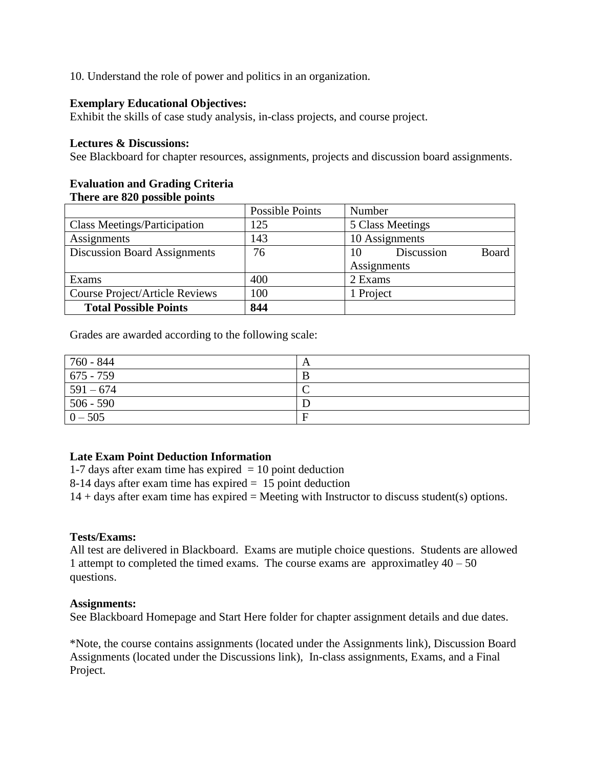10. Understand the role of power and politics in an organization.

**Exemplary Educational Objectives:**
Exhibit the skills of case study analysis, in-class projects, and course project.

**Lectures & Discussions:**
See Blackboard for chapter resources, assignments, projects and discussion board assignments.

**Evaluation and Grading Criteria**
**There are 820 possible points**

| | Possible Points | Number |
|---|---|---|
| Class Meetings/Participation | 125 | 5 Class Meetings |
| Assignments | 143 | 10 Assignments |
| Discussion Board Assignments | 76 | 10 Discussion Board Assignments |
| Exams | 400 | 2 Exams |
| Course Project/Article Reviews | 100 | 1 Project |
| **Total Possible Points** | **844** | |

Grades are awarded according to the following scale:

| | |
|---|---|
| 760 - 844 | A |
| 675 - 759 | B |
| 591 – 674 | C |
| 506 - 590 | D |
| 0 – 505 | F |

**Late Exam Point Deduction Information**
1-7 days after exam time has expired = 10 point deduction
8-14 days after exam time has expired = 15 point deduction
14 + days after exam time has expired = Meeting with Instructor to discuss student(s) options.

**Tests/Exams:**
All test are delivered in Blackboard. Exams are mutiple choice questions. Students are allowed 1 attempt to completed the timed exams. The course exams are approximatley 40 – 50 questions.

**Assignments:**
See Blackboard Homepage and Start Here folder for chapter assignment details and due dates.

*Note, the course contains assignments (located under the Assignments link), Discussion Board Assignments (located under the Discussions link), In-class assignments, Exams, and a Final Project.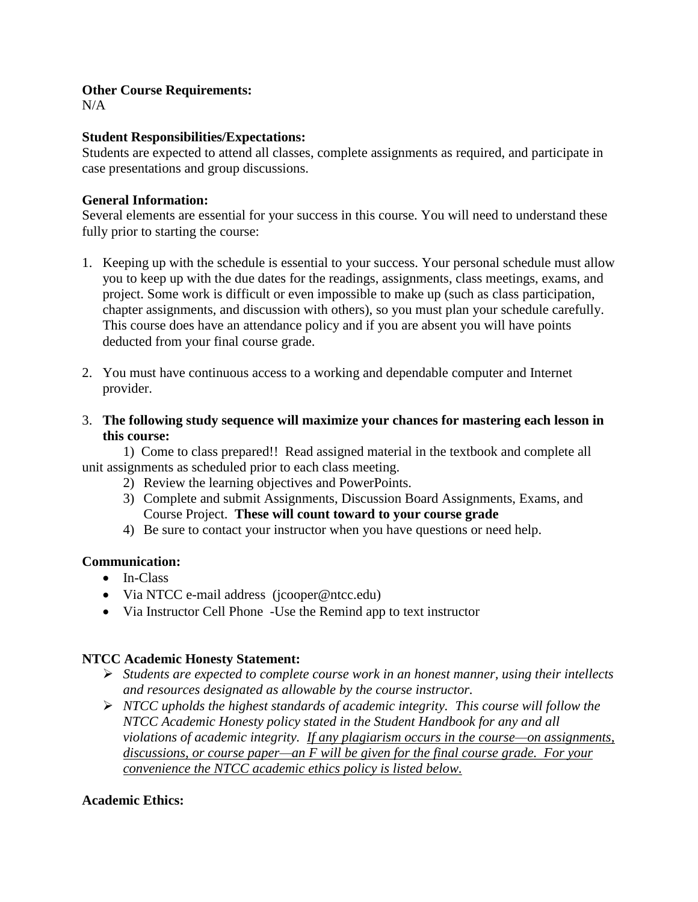**Other Course Requirements:**
N/A

**Student Responsibilities/Expectations:**
Students are expected to attend all classes, complete assignments as required, and participate in case presentations and group discussions.

**General Information:**
Several elements are essential for your success in this course. You will need to understand these fully prior to starting the course:

1. Keeping up with the schedule is essential to your success. Your personal schedule must allow you to keep up with the due dates for the readings, assignments, class meetings, exams, and project. Some work is difficult or even impossible to make up (such as class participation, chapter assignments, and discussion with others), so you must plan your schedule carefully. This course does have an attendance policy and if you are absent you will have points deducted from your final course grade.

2. You must have continuous access to a working and dependable computer and Internet provider.

3. **The following study sequence will maximize your chances for mastering each lesson in this course:**

    1) Come to class prepared!! Read assigned material in the textbook and complete all unit assignments as scheduled prior to each class meeting.
    2) Review the learning objectives and PowerPoints.
    3) Complete and submit Assignments, Discussion Board Assignments, Exams, and Course Project. **These will count toward to your course grade**
    4) Be sure to contact your instructor when you have questions or need help.

**Communication:**

- In-Class
- Via NTCC e-mail address (jcooper@ntcc.edu)
- Via Instructor Cell Phone -Use the Remind app to text instructor

**NTCC Academic Honesty Statement:**

- *Students are expected to complete course work in an honest manner, using their intellects and resources designated as allowable by the course instructor.*
- *NTCC upholds the highest standards of academic integrity. This course will follow the NTCC Academic Honesty policy stated in the Student Handbook for any and all violations of academic integrity. If any plagiarism occurs in the course—on assignments, discussions, or course paper—an F will be given for the final course grade. For your convenience the NTCC academic ethics policy is listed below.*

**Academic Ethics:**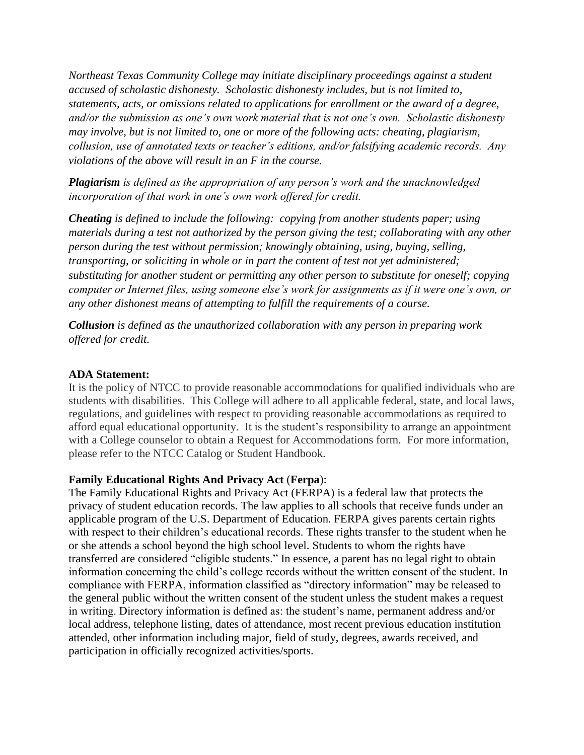*Northeast Texas Community College may initiate disciplinary proceedings against a student accused of scholastic dishonesty. Scholastic dishonesty includes, but is not limited to, statements, acts, or omissions related to applications for enrollment or the award of a degree, and/or the submission as one's own work material that is not one's own. Scholastic dishonesty may involve, but is not limited to, one or more of the following acts: cheating, plagiarism, collusion, use of annotated texts or teacher's editions, and/or falsifying academic records. Any violations of the above will result in an F in the course.*

***Plagiarism*** *is defined as the appropriation of any person's work and the unacknowledged incorporation of that work in one's own work offered for credit.*

***Cheating*** *is defined to include the following: copying from another students paper; using materials during a test not authorized by the person giving the test; collaborating with any other person during the test without permission; knowingly obtaining, using, buying, selling, transporting, or soliciting in whole or in part the content of test not yet administered; substituting for another student or permitting any other person to substitute for oneself; copying computer or Internet files, using someone else's work for assignments as if it were one's own, or any other dishonest means of attempting to fulfill the requirements of a course.*

***Collusion*** *is defined as the unauthorized collaboration with any person in preparing work offered for credit.*

**ADA Statement:**
It is the policy of NTCC to provide reasonable accommodations for qualified individuals who are students with disabilities. This College will adhere to all applicable federal, state, and local laws, regulations, and guidelines with respect to providing reasonable accommodations as required to afford equal educational opportunity. It is the student's responsibility to arrange an appointment with a College counselor to obtain a Request for Accommodations form. For more information, please refer to the NTCC Catalog or Student Handbook.

**Family Educational Rights And Privacy Act** (**Ferpa**):
The Family Educational Rights and Privacy Act (FERPA) is a federal law that protects the privacy of student education records. The law applies to all schools that receive funds under an applicable program of the U.S. Department of Education. FERPA gives parents certain rights with respect to their children's educational records. These rights transfer to the student when he or she attends a school beyond the high school level. Students to whom the rights have transferred are considered "eligible students." In essence, a parent has no legal right to obtain information concerning the child's college records without the written consent of the student. In compliance with FERPA, information classified as "directory information" may be released to the general public without the written consent of the student unless the student makes a request in writing. Directory information is defined as: the student's name, permanent address and/or local address, telephone listing, dates of attendance, most recent previous education institution attended, other information including major, field of study, degrees, awards received, and participation in officially recognized activities/sports.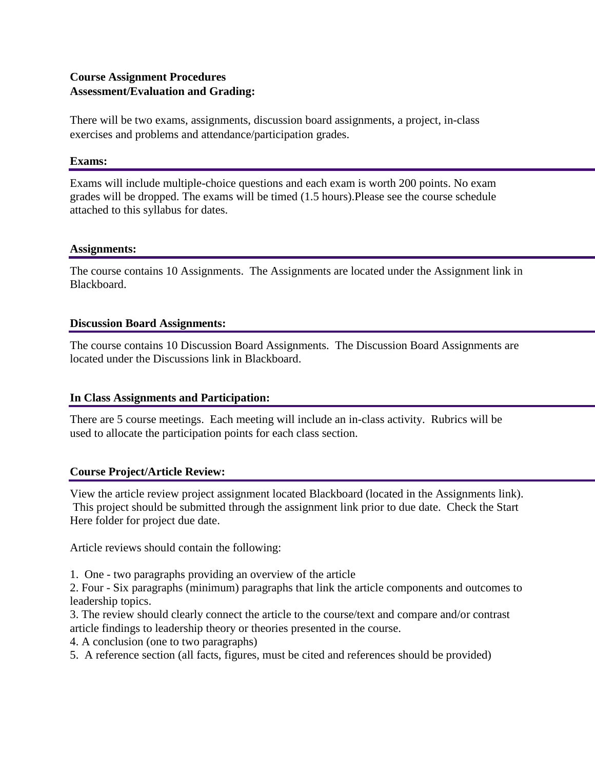**Course Assignment Procedures**
**Assessment/Evaluation and Grading:**

There will be two exams, assignments, discussion board assignments, a project, in-class exercises and problems and attendance/participation grades.

### Exams:

Exams will include multiple-choice questions and each exam is worth 200 points. No exam grades will be dropped. The exams will be timed (1.5 hours).Please see the course schedule attached to this syllabus for dates.

### Assignments:

The course contains 10 Assignments. The Assignments are located under the Assignment link in Blackboard.

### Discussion Board Assignments:

The course contains 10 Discussion Board Assignments. The Discussion Board Assignments are located under the Discussions link in Blackboard.

### In Class Assignments and Participation:

There are 5 course meetings. Each meeting will include an in-class activity. Rubrics will be used to allocate the participation points for each class section.

### Course Project/Article Review:

View the article review project assignment located Blackboard (located in the Assignments link). This project should be submitted through the assignment link prior to due date. Check the Start Here folder for project due date.

Article reviews should contain the following:

1. One - two paragraphs providing an overview of the article
2. Four - Six paragraphs (minimum) paragraphs that link the article components and outcomes to leadership topics.
3. The review should clearly connect the article to the course/text and compare and/or contrast article findings to leadership theory or theories presented in the course.
4. A conclusion (one to two paragraphs)
5. A reference section (all facts, figures, must be cited and references should be provided)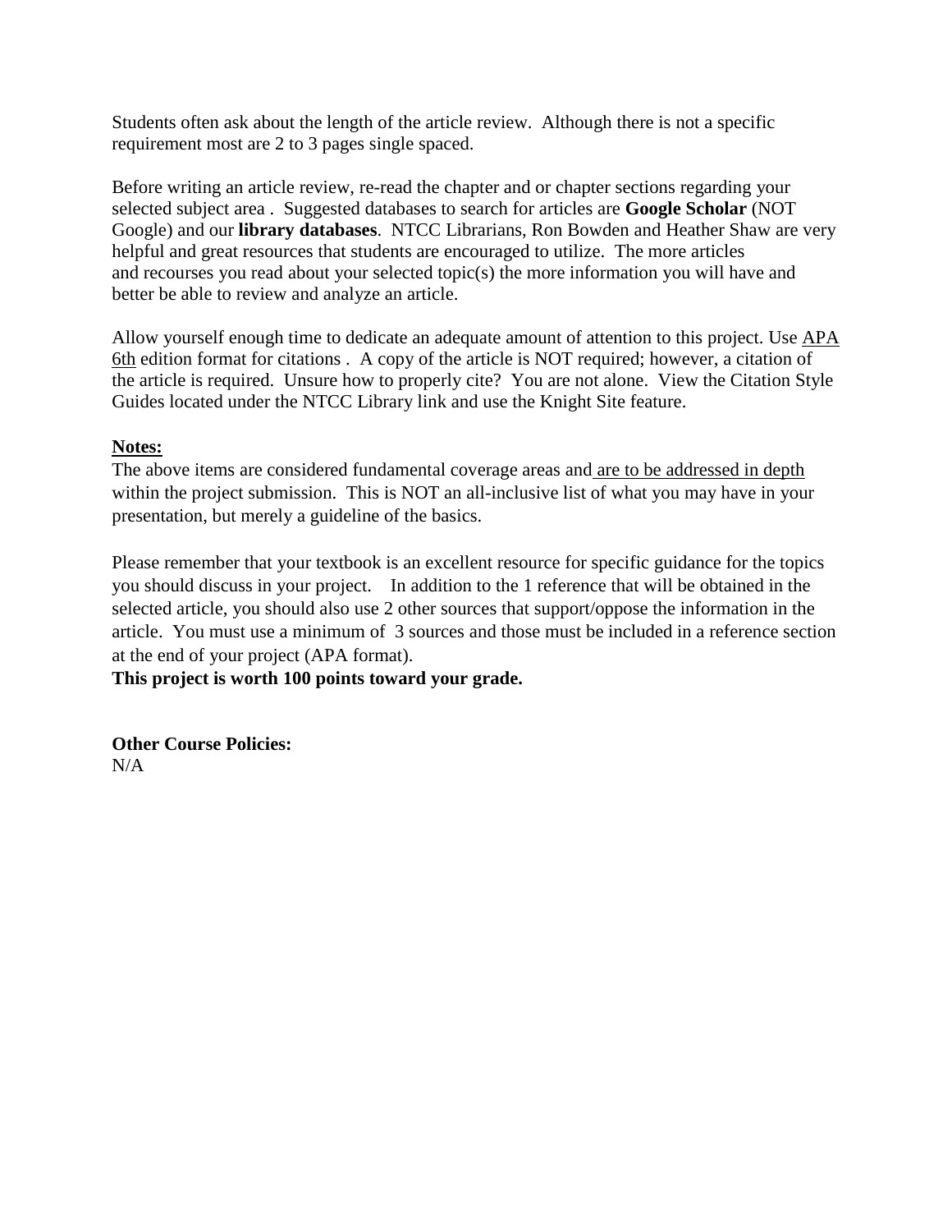Students often ask about the length of the article review. Although there is not a specific requirement most are 2 to 3 pages single spaced.

Before writing an article review, re-read the chapter and or chapter sections regarding your selected subject area . Suggested databases to search for articles are **Google Scholar** (NOT Google) and our **library databases**. NTCC Librarians, Ron Bowden and Heather Shaw are very helpful and great resources that students are encouraged to utilize. The more articles and recourses you read about your selected topic(s) the more information you will have and better be able to review and analyze an article.

Allow yourself enough time to dedicate an adequate amount of attention to this project. Use APA 6th edition format for citations . A copy of the article is NOT required; however, a citation of the article is required. Unsure how to properly cite? You are not alone. View the Citation Style Guides located under the NTCC Library link and use the Knight Site feature.

**Notes:**

The above items are considered fundamental coverage areas and are to be addressed in depth within the project submission. This is NOT an all-inclusive list of what you may have in your presentation, but merely a guideline of the basics.

Please remember that your textbook is an excellent resource for specific guidance for the topics you should discuss in your project. In addition to the 1 reference that will be obtained in the selected article, you should also use 2 other sources that support/oppose the information in the article. You must use a minimum of 3 sources and those must be included in a reference section at the end of your project (APA format).

**This project is worth 100 points toward your grade.**

**Other Course Policies:**

N/A